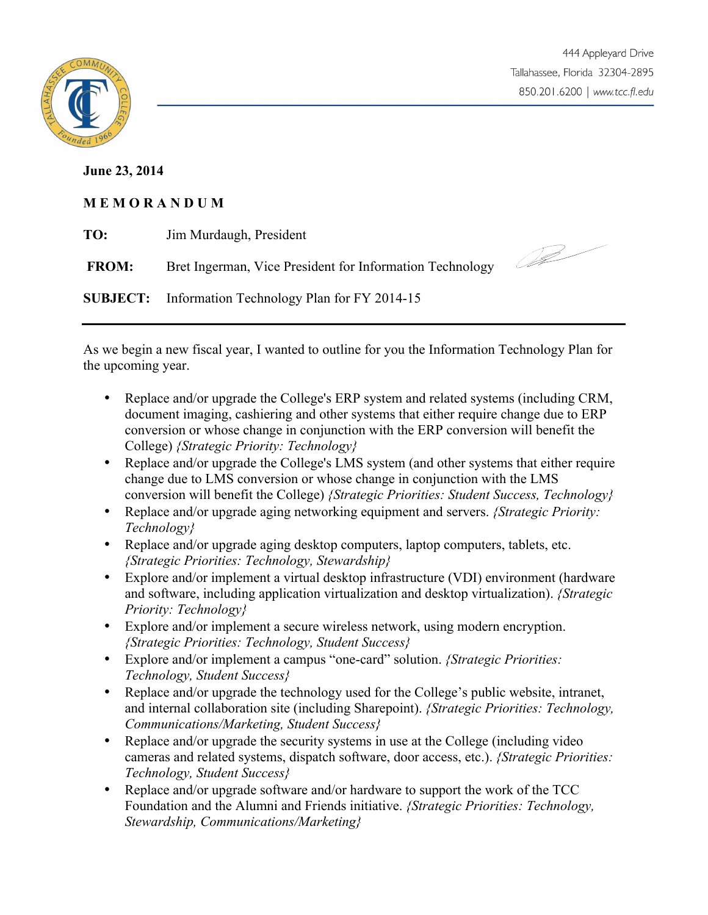444 Appleyard Drive
Tallahassee, Florida 32304-2895
850.201.6200 | www.tcc.fl.edu

**June 23, 2014**

**M E M O R A N D U M**

**TO:** Jim Murdaugh, President

**FROM:** Bret Ingerman, Vice President for Information Technology

**SUBJECT:** Information Technology Plan for FY 2014-15

---

As we begin a new fiscal year, I wanted to outline for you the Information Technology Plan for the upcoming year.

- Replace and/or upgrade the College's ERP system and related systems (including CRM, document imaging, cashiering and other systems that either require change due to ERP conversion or whose change in conjunction with the ERP conversion will benefit the College) *{Strategic Priority: Technology}*
- Replace and/or upgrade the College's LMS system (and other systems that either require change due to LMS conversion or whose change in conjunction with the LMS conversion will benefit the College) *{Strategic Priorities: Student Success, Technology}*
- Replace and/or upgrade aging networking equipment and servers. *{Strategic Priority: Technology}*
- Replace and/or upgrade aging desktop computers, laptop computers, tablets, etc. *{Strategic Priorities: Technology, Stewardship}*
- Explore and/or implement a virtual desktop infrastructure (VDI) environment (hardware and software, including application virtualization and desktop virtualization). *{Strategic Priority: Technology}*
- Explore and/or implement a secure wireless network, using modern encryption. *{Strategic Priorities: Technology, Student Success}*
- Explore and/or implement a campus "one-card" solution. *{Strategic Priorities: Technology, Student Success}*
- Replace and/or upgrade the technology used for the College's public website, intranet, and internal collaboration site (including Sharepoint). *{Strategic Priorities: Technology, Communications/Marketing, Student Success}*
- Replace and/or upgrade the security systems in use at the College (including video cameras and related systems, dispatch software, door access, etc.). *{Strategic Priorities: Technology, Student Success}*
- Replace and/or upgrade software and/or hardware to support the work of the TCC Foundation and the Alumni and Friends initiative. *{Strategic Priorities: Technology, Stewardship, Communications/Marketing}*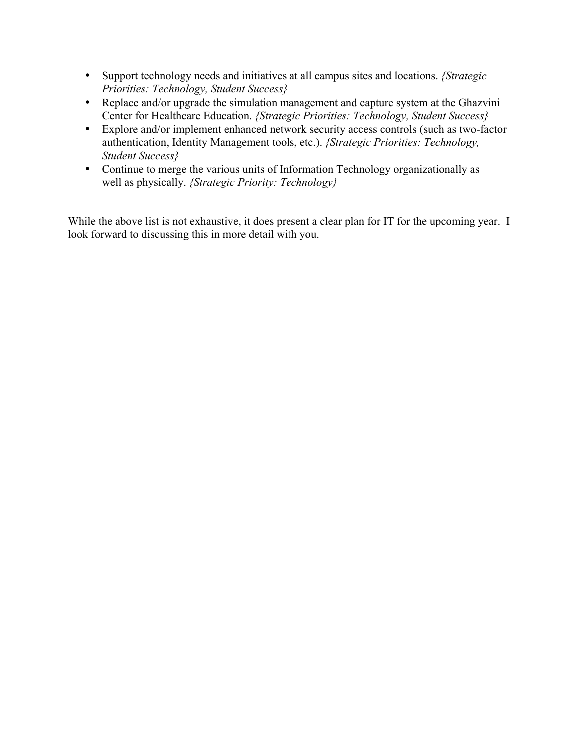- Support technology needs and initiatives at all campus sites and locations. *{Strategic Priorities: Technology, Student Success}*
- Replace and/or upgrade the simulation management and capture system at the Ghazvini Center for Healthcare Education. *{Strategic Priorities: Technology, Student Success}*
- Explore and/or implement enhanced network security access controls (such as two-factor authentication, Identity Management tools, etc.). *{Strategic Priorities: Technology, Student Success}*
- Continue to merge the various units of Information Technology organizationally as well as physically. *{Strategic Priority: Technology}*

While the above list is not exhaustive, it does present a clear plan for IT for the upcoming year. I look forward to discussing this in more detail with you.